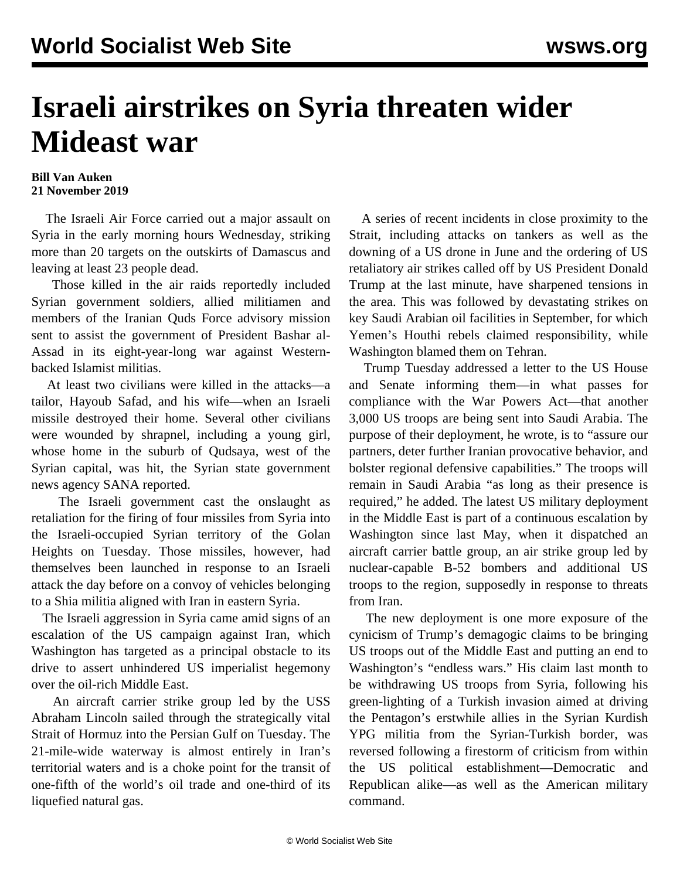# Israeli airstrikes on Syria threaten wider Mideast war

**Bill Van Auken**
**21 November 2019**

The Israeli Air Force carried out a major assault on Syria in the early morning hours Wednesday, striking more than 20 targets on the outskirts of Damascus and leaving at least 23 people dead.

Those killed in the air raids reportedly included Syrian government soldiers, allied militiamen and members of the Iranian Quds Force advisory mission sent to assist the government of President Bashar al-Assad in its eight-year-long war against Western-backed Islamist militias.

At least two civilians were killed in the attacks—a tailor, Hayoub Safad, and his wife—when an Israeli missile destroyed their home. Several other civilians were wounded by shrapnel, including a young girl, whose home in the suburb of Qudsaya, west of the Syrian capital, was hit, the Syrian state government news agency SANA reported.

The Israeli government cast the onslaught as retaliation for the firing of four missiles from Syria into the Israeli-occupied Syrian territory of the Golan Heights on Tuesday. Those missiles, however, had themselves been launched in response to an Israeli attack the day before on a convoy of vehicles belonging to a Shia militia aligned with Iran in eastern Syria.

The Israeli aggression in Syria came amid signs of an escalation of the US campaign against Iran, which Washington has targeted as a principal obstacle to its drive to assert unhindered US imperialist hegemony over the oil-rich Middle East.

An aircraft carrier strike group led by the USS Abraham Lincoln sailed through the strategically vital Strait of Hormuz into the Persian Gulf on Tuesday. The 21-mile-wide waterway is almost entirely in Iran's territorial waters and is a choke point for the transit of one-fifth of the world's oil trade and one-third of its liquefied natural gas.

A series of recent incidents in close proximity to the Strait, including attacks on tankers as well as the downing of a US drone in June and the ordering of US retaliatory air strikes called off by US President Donald Trump at the last minute, have sharpened tensions in the area. This was followed by devastating strikes on key Saudi Arabian oil facilities in September, for which Yemen's Houthi rebels claimed responsibility, while Washington blamed them on Tehran.

Trump Tuesday addressed a letter to the US House and Senate informing them—in what passes for compliance with the War Powers Act—that another 3,000 US troops are being sent into Saudi Arabia. The purpose of their deployment, he wrote, is to "assure our partners, deter further Iranian provocative behavior, and bolster regional defensive capabilities." The troops will remain in Saudi Arabia "as long as their presence is required," he added. The latest US military deployment in the Middle East is part of a continuous escalation by Washington since last May, when it dispatched an aircraft carrier battle group, an air strike group led by nuclear-capable B-52 bombers and additional US troops to the region, supposedly in response to threats from Iran.

The new deployment is one more exposure of the cynicism of Trump's demagogic claims to be bringing US troops out of the Middle East and putting an end to Washington's "endless wars." His claim last month to be withdrawing US troops from Syria, following his green-lighting of a Turkish invasion aimed at driving the Pentagon's erstwhile allies in the Syrian Kurdish YPG militia from the Syrian-Turkish border, was reversed following a firestorm of criticism from within the US political establishment—Democratic and Republican alike—as well as the American military command.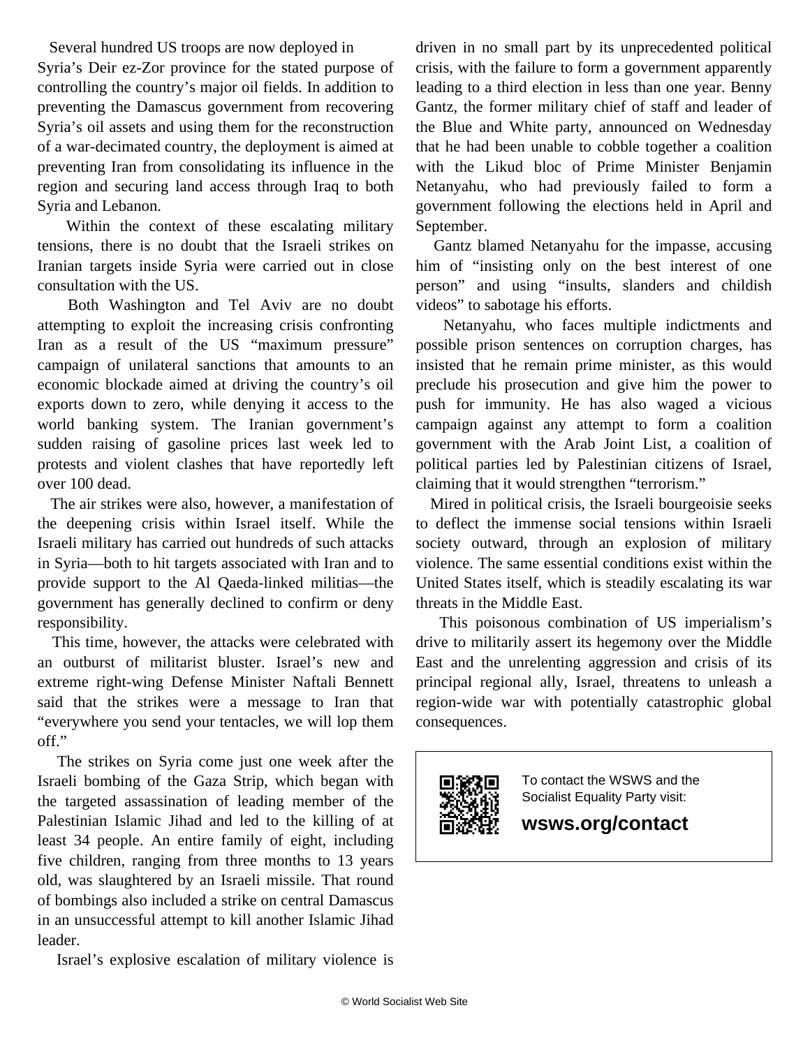Several hundred US troops are now deployed in Syria's Deir ez-Zor province for the stated purpose of controlling the country's major oil fields. In addition to preventing the Damascus government from recovering Syria's oil assets and using them for the reconstruction of a war-decimated country, the deployment is aimed at preventing Iran from consolidating its influence in the region and securing land access through Iraq to both Syria and Lebanon.

Within the context of these escalating military tensions, there is no doubt that the Israeli strikes on Iranian targets inside Syria were carried out in close consultation with the US.

Both Washington and Tel Aviv are no doubt attempting to exploit the increasing crisis confronting Iran as a result of the US "maximum pressure" campaign of unilateral sanctions that amounts to an economic blockade aimed at driving the country's oil exports down to zero, while denying it access to the world banking system. The Iranian government's sudden raising of gasoline prices last week led to protests and violent clashes that have reportedly left over 100 dead.

The air strikes were also, however, a manifestation of the deepening crisis within Israel itself. While the Israeli military has carried out hundreds of such attacks in Syria—both to hit targets associated with Iran and to provide support to the Al Qaeda-linked militias—the government has generally declined to confirm or deny responsibility.

This time, however, the attacks were celebrated with an outburst of militarist bluster. Israel's new and extreme right-wing Defense Minister Naftali Bennett said that the strikes were a message to Iran that "everywhere you send your tentacles, we will lop them off."

The strikes on Syria come just one week after the Israeli bombing of the Gaza Strip, which began with the targeted assassination of leading member of the Palestinian Islamic Jihad and led to the killing of at least 34 people. An entire family of eight, including five children, ranging from three months to 13 years old, was slaughtered by an Israeli missile. That round of bombings also included a strike on central Damascus in an unsuccessful attempt to kill another Islamic Jihad leader.

Israel's explosive escalation of military violence is driven in no small part by its unprecedented political crisis, with the failure to form a government apparently leading to a third election in less than one year. Benny Gantz, the former military chief of staff and leader of the Blue and White party, announced on Wednesday that he had been unable to cobble together a coalition with the Likud bloc of Prime Minister Benjamin Netanyahu, who had previously failed to form a government following the elections held in April and September.

Gantz blamed Netanyahu for the impasse, accusing him of "insisting only on the best interest of one person" and using "insults, slanders and childish videos" to sabotage his efforts.

Netanyahu, who faces multiple indictments and possible prison sentences on corruption charges, has insisted that he remain prime minister, as this would preclude his prosecution and give him the power to push for immunity. He has also waged a vicious campaign against any attempt to form a coalition government with the Arab Joint List, a coalition of political parties led by Palestinian citizens of Israel, claiming that it would strengthen "terrorism."

Mired in political crisis, the Israeli bourgeoisie seeks to deflect the immense social tensions within Israeli society outward, through an explosion of military violence. The same essential conditions exist within the United States itself, which is steadily escalating its war threats in the Middle East.

This poisonous combination of US imperialism's drive to militarily assert its hegemony over the Middle East and the unrelenting aggression and crisis of its principal regional ally, Israel, threatens to unleash a region-wide war with potentially catastrophic global consequences.

To contact the WSWS and the Socialist Equality Party visit:

**wsws.org/contact**